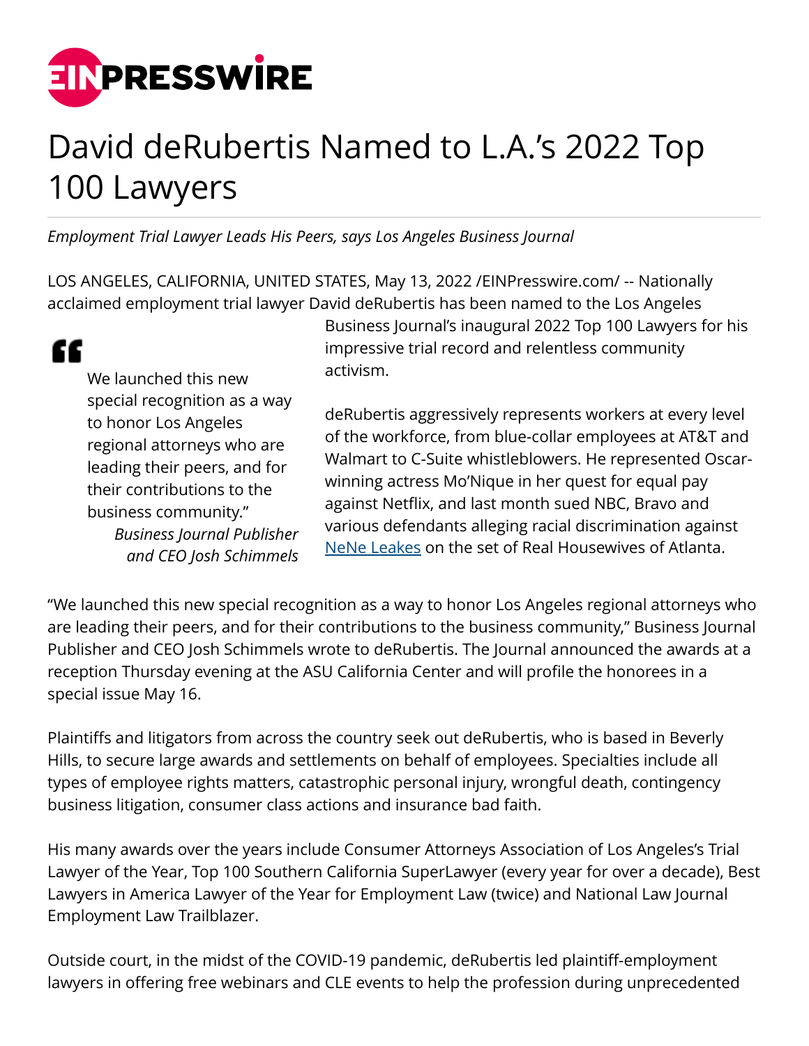# David deRubertis Named to L.A.'s 2022 Top 100 Lawyers

*Employment Trial Lawyer Leads His Peers, says Los Angeles Business Journal*

LOS ANGELES, CALIFORNIA, UNITED STATES, May 13, 2022 /EINPresswire.com/ -- Nationally acclaimed employment trial lawyer David deRubertis has been named to the Los Angeles Business Journal's inaugural 2022 Top 100 Lawyers for his impressive trial record and relentless community activism.

> "We launched this new special recognition as a way to honor Los Angeles regional attorneys who are leading their peers, and for their contributions to the business community."
>
> *Business Journal Publisher and CEO Josh Schimmels*

deRubertis aggressively represents workers at every level of the workforce, from blue-collar employees at AT&T and Walmart to C-Suite whistleblowers. He represented Oscar-winning actress Mo'Nique in her quest for equal pay against Netflix, and last month sued NBC, Bravo and various defendants alleging racial discrimination against [NeNe Leakes]() on the set of Real Housewives of Atlanta.

"We launched this new special recognition as a way to honor Los Angeles regional attorneys who are leading their peers, and for their contributions to the business community," Business Journal Publisher and CEO Josh Schimmels wrote to deRubertis. The Journal announced the awards at a reception Thursday evening at the ASU California Center and will profile the honorees in a special issue May 16.

Plaintiffs and litigators from across the country seek out deRubertis, who is based in Beverly Hills, to secure large awards and settlements on behalf of employees. Specialties include all types of employee rights matters, catastrophic personal injury, wrongful death, contingency business litigation, consumer class actions and insurance bad faith.

His many awards over the years include Consumer Attorneys Association of Los Angeles's Trial Lawyer of the Year, Top 100 Southern California SuperLawyer (every year for over a decade), Best Lawyers in America Lawyer of the Year for Employment Law (twice) and National Law Journal Employment Law Trailblazer.

Outside court, in the midst of the COVID-19 pandemic, deRubertis led plaintiff-employment lawyers in offering free webinars and CLE events to help the profession during unprecedented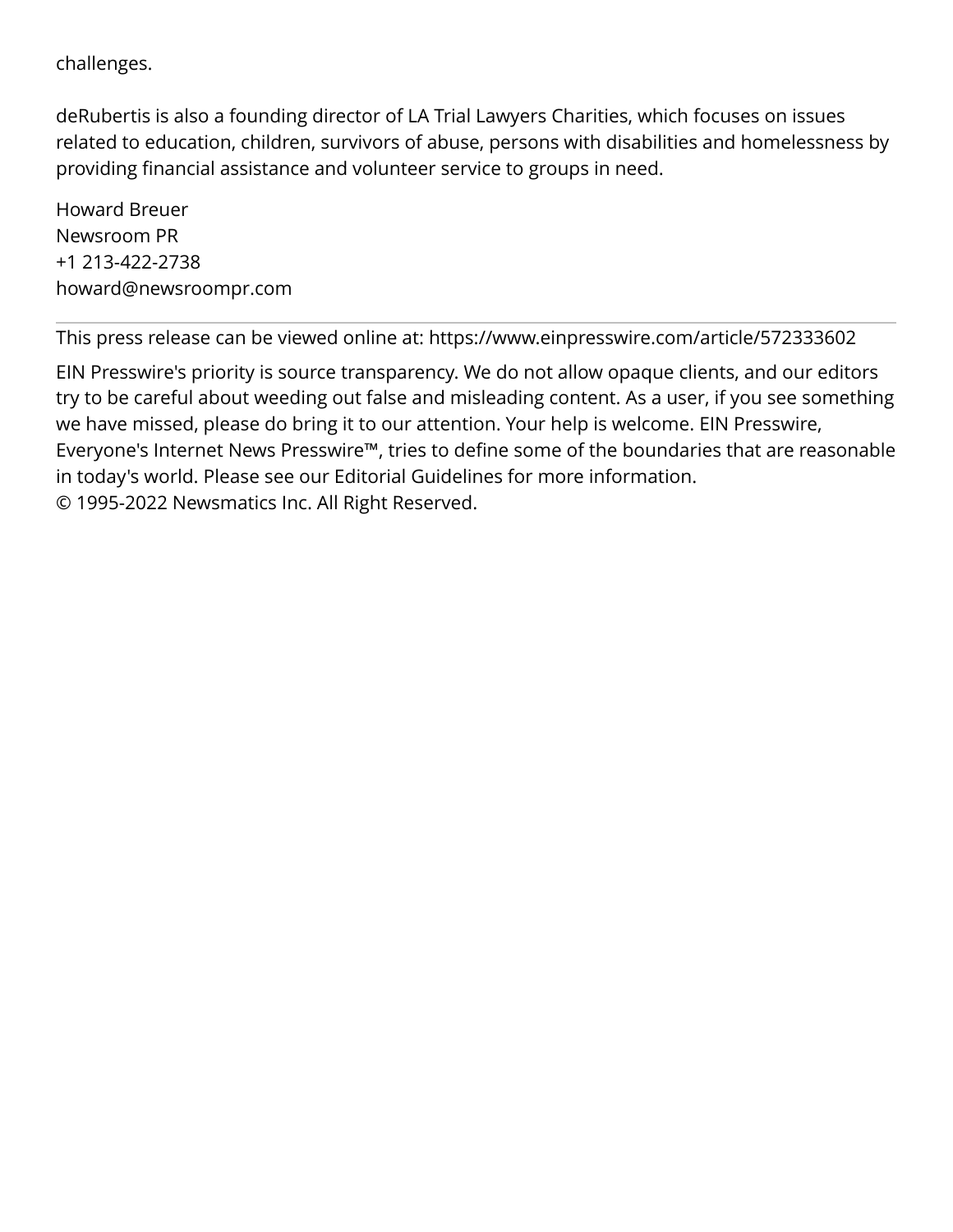challenges.

deRubertis is also a founding director of LA Trial Lawyers Charities, which focuses on issues related to education, children, survivors of abuse, persons with disabilities and homelessness by providing financial assistance and volunteer service to groups in need.

Howard Breuer
Newsroom PR
+1 213-422-2738
howard@newsroompr.com

---

This press release can be viewed online at: https://www.einpresswire.com/article/572333602

EIN Presswire's priority is source transparency. We do not allow opaque clients, and our editors try to be careful about weeding out false and misleading content. As a user, if you see something we have missed, please do bring it to our attention. Your help is welcome. EIN Presswire, Everyone's Internet News Presswire™, tries to define some of the boundaries that are reasonable in today's world. Please see our Editorial Guidelines for more information.
© 1995-2022 Newsmatics Inc. All Right Reserved.